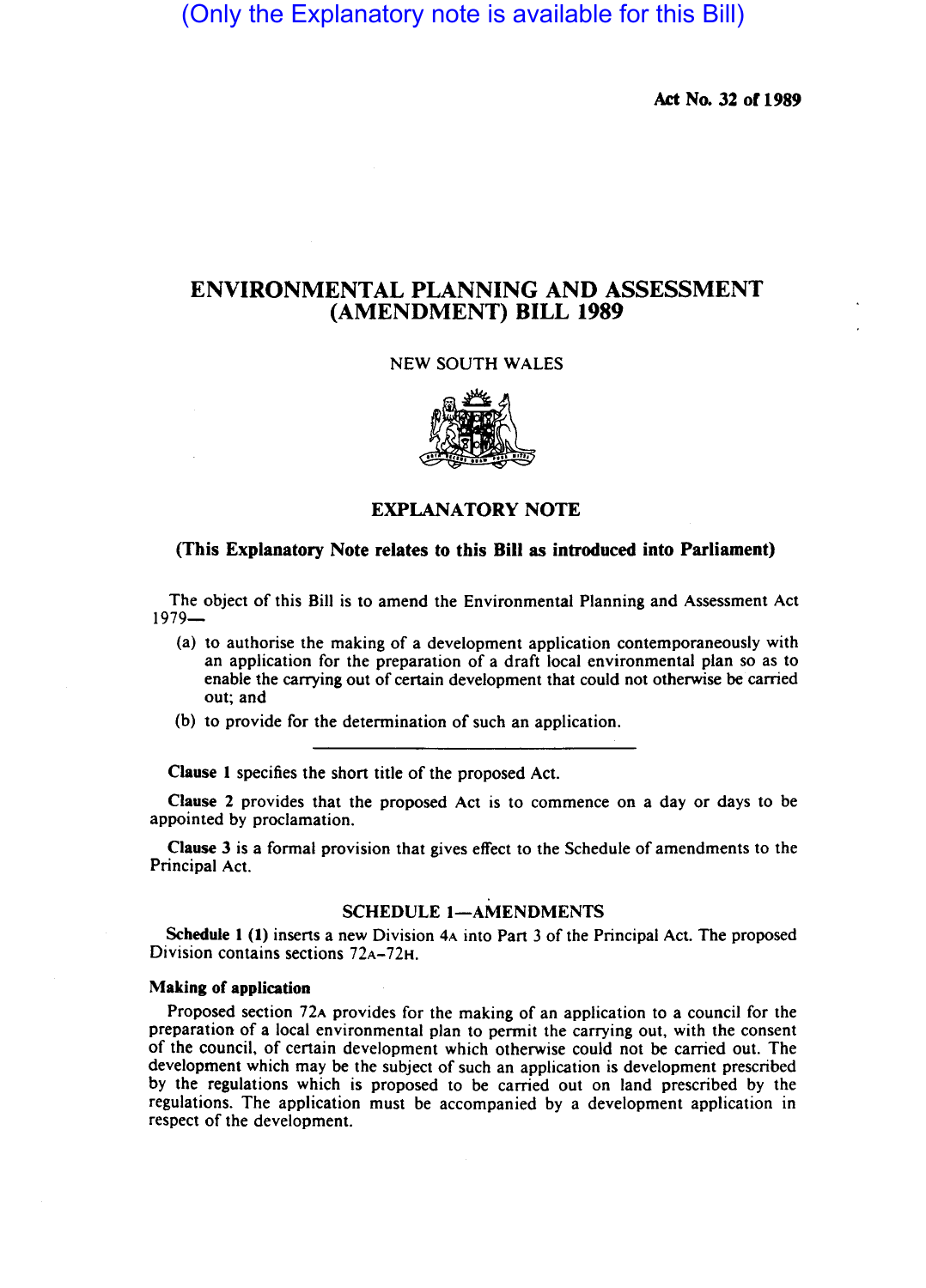(Only the Explanatory note is available for this Bill)

Act No. 32 of 1989

# ENVIRONMENTAL PLANNING AND ASSESSMENT (AMENDMENT) BILL 1989

NEW SOUTH WALES

## EXPLANATORY NOTE

**(This Explanatory Note relates to this Bill as introduced into Parliament)**

The object of this Bill is to amend the Environmental Planning and Assessment Act 1979—

(a) to authorise the making of a development application contemporaneously with an application for the preparation of a draft local environmental plan so as to enable the carrying out of certain development that could not otherwise be carried out; and

(b) to provide for the determination of such an application.

**Clause 1** specifies the short title of the proposed Act.

**Clause 2** provides that the proposed Act is to commence on a day or days to be appointed by proclamation.

**Clause 3** is a formal provision that gives effect to the Schedule of amendments to the Principal Act.

### SCHEDULE 1—AMENDMENTS

**Schedule 1 (1)** inserts a new Division 4A into Part 3 of the Principal Act. The proposed Division contains sections 72A–72H.

#### Making of application

Proposed section 72A provides for the making of an application to a council for the preparation of a local environmental plan to permit the carrying out, with the consent of the council, of certain development which otherwise could not be carried out. The development which may be the subject of such an application is development prescribed by the regulations which is proposed to be carried out on land prescribed by the regulations. The application must be accompanied by a development application in respect of the development.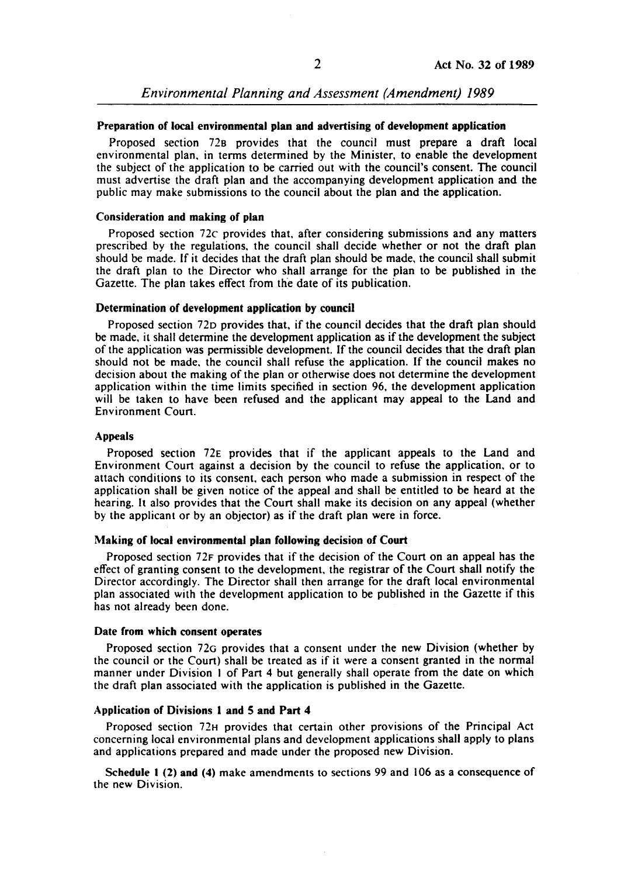#### Preparation of local environmental plan and advertising of development application

Proposed section 72B provides that the council must prepare a draft local environmental plan, in terms determined by the Minister, to enable the development the subject of the application to be carried out with the council's consent. The council must advertise the draft plan and the accompanying development application and the public may make submissions to the council about the plan and the application.

#### Consideration and making of plan

Proposed section 72C provides that, after considering submissions and any matters prescribed by the regulations, the council shall decide whether or not the draft plan should be made. If it decides that the draft plan should be made, the council shall submit the draft plan to the Director who shall arrange for the plan to be published in the Gazette. The plan takes effect from the date of its publication.

#### Determination of development application by council

Proposed section 72D provides that, if the council decides that the draft plan should be made, it shall determine the development application as if the development the subject of the application was permissible development. If the council decides that the draft plan should not be made, the council shall refuse the application. If the council makes no decision about the making of the plan or otherwise does not determine the development application within the time limits specified in section 96, the development application will be taken to have been refused and the applicant may appeal to the Land and Environment Court.

#### Appeals

Proposed section 72E provides that if the applicant appeals to the Land and Environment Court against a decision by the council to refuse the application, or to attach conditions to its consent, each person who made a submission in respect of the application shall be given notice of the appeal and shall be entitled to be heard at the hearing. It also provides that the Court shall make its decision on any appeal (whether by the applicant or by an objector) as if the draft plan were in force.

#### Making of local environmental plan following decision of Court

Proposed section 72F provides that if the decision of the Court on an appeal has the effect of granting consent to the development, the registrar of the Court shall notify the Director accordingly. The Director shall then arrange for the draft local environmental plan associated with the development application to be published in the Gazette if this has not already been done.

#### Date from which consent operates

Proposed section 72G provides that a consent under the new Division (whether by the council or the Court) shall be treated as if it were a consent granted in the normal manner under Division 1 of Part 4 but generally shall operate from the date on which the draft plan associated with the application is published in the Gazette.

#### Application of Divisions 1 and 5 and Part 4

Proposed section 72H provides that certain other provisions of the Principal Act concerning local environmental plans and development applications shall apply to plans and applications prepared and made under the proposed new Division.

**Schedule 1 (2) and (4)** make amendments to sections 99 and 106 as a consequence of the new Division.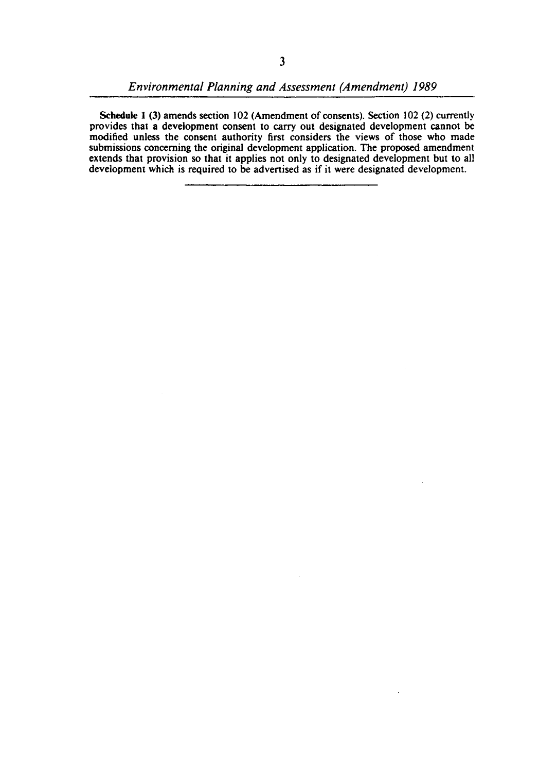**Schedule 1 (3)** amends section 102 (Amendment of consents). Section 102 (2) currently provides that a development consent to carry out designated development cannot be modified unless the consent authority first considers the views of those who made submissions concerning the original development application. The proposed amendment extends that provision so that it applies not only to designated development but to all development which is required to be advertised as if it were designated development.